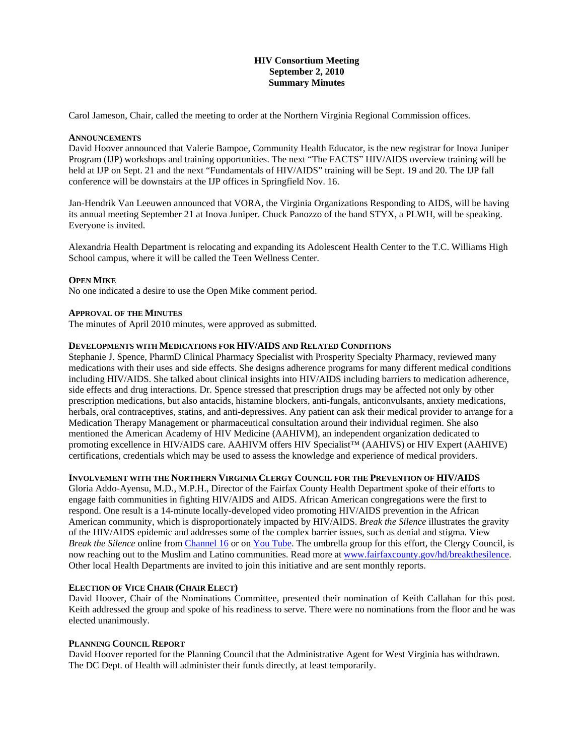# HIV Consortium Meeting
## September 2, 2010
## Summary Minutes

Carol Jameson, Chair, called the meeting to order at the Northern Virginia Regional Commission offices.

### ANNOUNCEMENTS

David Hoover announced that Valerie Bampoe, Community Health Educator, is the new registrar for Inova Juniper Program (IJP) workshops and training opportunities. The next "The FACTS" HIV/AIDS overview training will be held at IJP on Sept. 21 and the next "Fundamentals of HIV/AIDS" training will be Sept. 19 and 20. The IJP fall conference will be downstairs at the IJP offices in Springfield Nov. 16.

Jan-Hendrik Van Leeuwen announced that VORA, the Virginia Organizations Responding to AIDS, will be having its annual meeting September 21 at Inova Juniper. Chuck Panozzo of the band STYX, a PLWH, will be speaking. Everyone is invited.

Alexandria Health Department is relocating and expanding its Adolescent Health Center to the T.C. Williams High School campus, where it will be called the Teen Wellness Center.

### OPEN MIKE

No one indicated a desire to use the Open Mike comment period.

### APPROVAL OF THE MINUTES

The minutes of April 2010 minutes, were approved as submitted.

### DEVELOPMENTS WITH MEDICATIONS FOR HIV/AIDS AND RELATED CONDITIONS

Stephanie J. Spence, PharmD Clinical Pharmacy Specialist with Prosperity Specialty Pharmacy, reviewed many medications with their uses and side effects. She designs adherence programs for many different medical conditions including HIV/AIDS. She talked about clinical insights into HIV/AIDS including barriers to medication adherence, side effects and drug interactions. Dr. Spence stressed that prescription drugs may be affected not only by other prescription medications, but also antacids, histamine blockers, anti-fungals, anticonvulsants, anxiety medications, herbals, oral contraceptives, statins, and anti-depressives. Any patient can ask their medical provider to arrange for a Medication Therapy Management or pharmaceutical consultation around their individual regimen. She also mentioned the American Academy of HIV Medicine (AAHIVM), an independent organization dedicated to promoting excellence in HIV/AIDS care. AAHIVM offers HIV Specialist™ (AAHIVS) or HIV Expert (AAHIVE) certifications, credentials which may be used to assess the knowledge and experience of medical providers.

### INVOLVEMENT WITH THE NORTHERN VIRGINIA CLERGY COUNCIL FOR THE PREVENTION OF HIV/AIDS

Gloria Addo-Ayensu, M.D., M.P.H., Director of the Fairfax County Health Department spoke of their efforts to engage faith communities in fighting HIV/AIDS and AIDS. African American congregations were the first to respond. One result is a 14-minute locally-developed video promoting HIV/AIDS prevention in the African American community, which is disproportionately impacted by HIV/AIDS. *Break the Silence* illustrates the gravity of the HIV/AIDS epidemic and addresses some of the complex barrier issues, such as denial and stigma. View *Break the Silence* online from Channel 16 or on You Tube. The umbrella group for this effort, the Clergy Council, is now reaching out to the Muslim and Latino communities. Read more at www.fairfaxcounty.gov/hd/breakthesilence. Other local Health Departments are invited to join this initiative and are sent monthly reports.

### ELECTION OF VICE CHAIR (CHAIR ELECT)

David Hoover, Chair of the Nominations Committee, presented their nomination of Keith Callahan for this post. Keith addressed the group and spoke of his readiness to serve. There were no nominations from the floor and he was elected unanimously.

### PLANNING COUNCIL REPORT

David Hoover reported for the Planning Council that the Administrative Agent for West Virginia has withdrawn. The DC Dept. of Health will administer their funds directly, at least temporarily.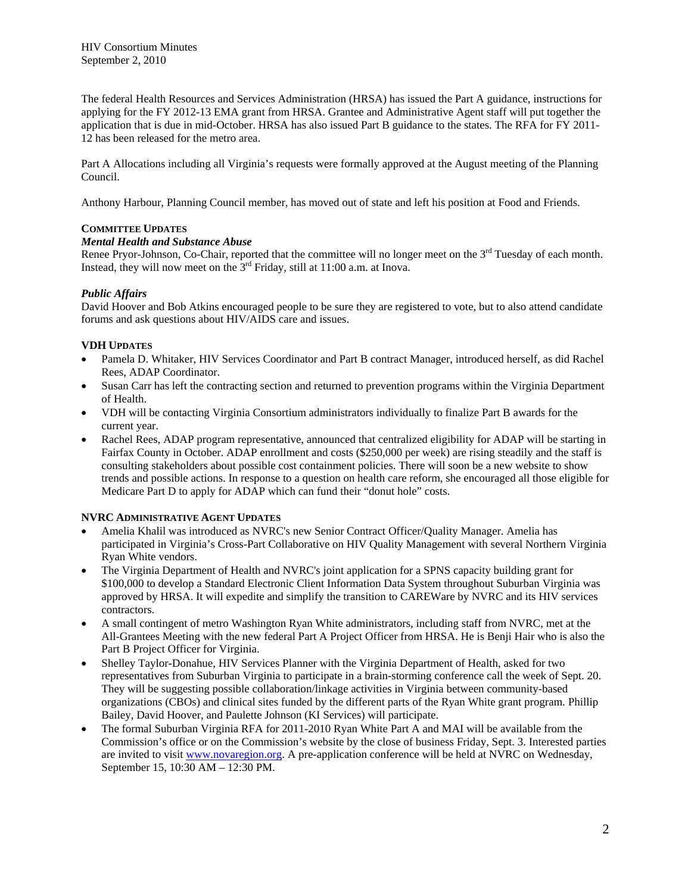The federal Health Resources and Services Administration (HRSA) has issued the Part A guidance, instructions for applying for the FY 2012-13 EMA grant from HRSA. Grantee and Administrative Agent staff will put together the application that is due in mid-October. HRSA has also issued Part B guidance to the states. The RFA for FY 2011-12 has been released for the metro area.

Part A Allocations including all Virginia's requests were formally approved at the August meeting of the Planning Council.

Anthony Harbour, Planning Council member, has moved out of state and left his position at Food and Friends.

**COMMITTEE UPDATES**

***Mental Health and Substance Abuse***

Renee Pryor-Johnson, Co-Chair, reported that the committee will no longer meet on the 3rd Tuesday of each month. Instead, they will now meet on the 3rd Friday, still at 11:00 a.m. at Inova.

***Public Affairs***

David Hoover and Bob Atkins encouraged people to be sure they are registered to vote, but to also attend candidate forums and ask questions about HIV/AIDS care and issues.

**VDH UPDATES**

- Pamela D. Whitaker, HIV Services Coordinator and Part B contract Manager, introduced herself, as did Rachel Rees, ADAP Coordinator.
- Susan Carr has left the contracting section and returned to prevention programs within the Virginia Department of Health.
- VDH will be contacting Virginia Consortium administrators individually to finalize Part B awards for the current year.
- Rachel Rees, ADAP program representative, announced that centralized eligibility for ADAP will be starting in Fairfax County in October. ADAP enrollment and costs ($250,000 per week) are rising steadily and the staff is consulting stakeholders about possible cost containment policies. There will soon be a new website to show trends and possible actions. In response to a question on health care reform, she encouraged all those eligible for Medicare Part D to apply for ADAP which can fund their "donut hole" costs.

**NVRC ADMINISTRATIVE AGENT UPDATES**

- Amelia Khalil was introduced as NVRC's new Senior Contract Officer/Quality Manager. Amelia has participated in Virginia's Cross-Part Collaborative on HIV Quality Management with several Northern Virginia Ryan White vendors.
- The Virginia Department of Health and NVRC's joint application for a SPNS capacity building grant for $100,000 to develop a Standard Electronic Client Information Data System throughout Suburban Virginia was approved by HRSA. It will expedite and simplify the transition to CAREWare by NVRC and its HIV services contractors.
- A small contingent of metro Washington Ryan White administrators, including staff from NVRC, met at the All-Grantees Meeting with the new federal Part A Project Officer from HRSA. He is Benji Hair who is also the Part B Project Officer for Virginia.
- Shelley Taylor-Donahue, HIV Services Planner with the Virginia Department of Health, asked for two representatives from Suburban Virginia to participate in a brain-storming conference call the week of Sept. 20. They will be suggesting possible collaboration/linkage activities in Virginia between community-based organizations (CBOs) and clinical sites funded by the different parts of the Ryan White grant program. Phillip Bailey, David Hoover, and Paulette Johnson (KI Services) will participate.
- The formal Suburban Virginia RFA for 2011-2010 Ryan White Part A and MAI will be available from the Commission's office or on the Commission's website by the close of business Friday, Sept. 3. Interested parties are invited to visit [www.novaregion.org](http://www.novaregion.org). A pre-application conference will be held at NVRC on Wednesday, September 15, 10:30 AM – 12:30 PM.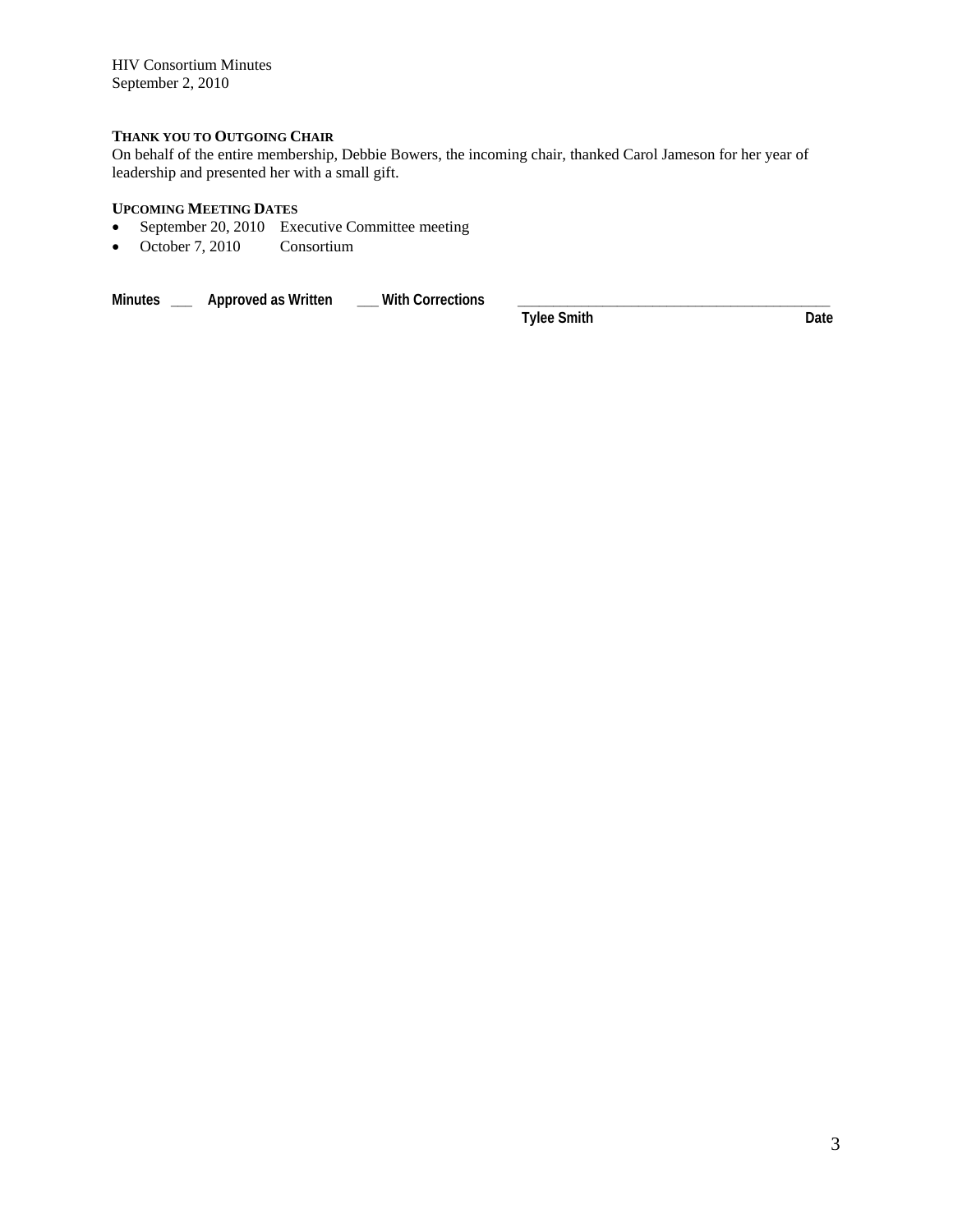**THANK YOU TO OUTGOING CHAIR**

On behalf of the entire membership, Debbie Bowers, the incoming chair, thanked Carol Jameson for her year of leadership and presented her with a small gift.

**UPCOMING MEETING DATES**

- September 20, 2010 Executive Committee meeting
- October 7, 2010 Consortium

**Minutes** ___ **Approved as Written** ___ **With Corrections** ____________________________________________

**Tylee Smith** **Date**